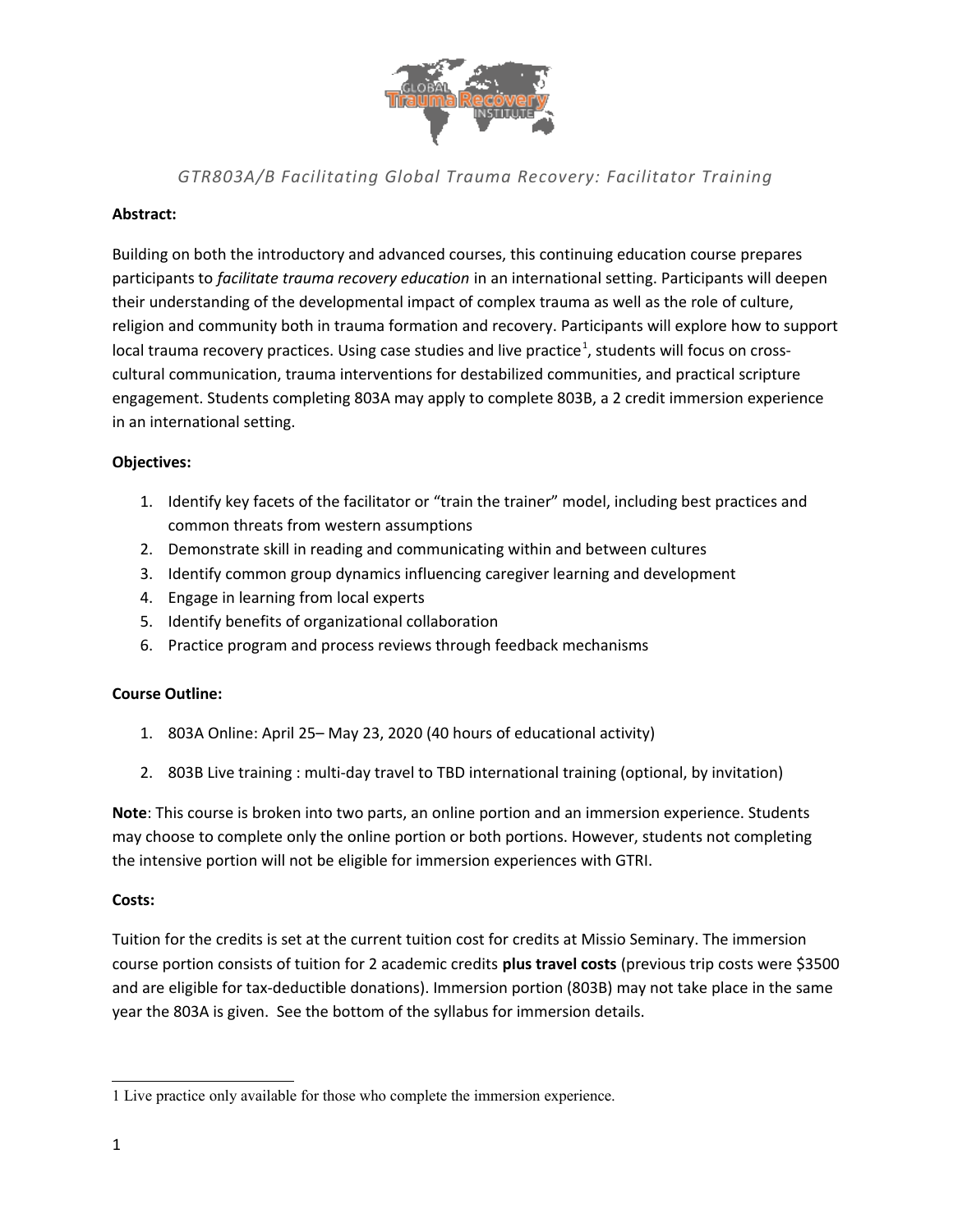# *GTR803A/B Facilitating Global Trauma Recovery: Facilitator Training*

**Abstract:**

Building on both the introductory and advanced courses, this continuing education course prepares participants to *facilitate trauma recovery education* in an international setting. Participants will deepen their understanding of the developmental impact of complex trauma as well as the role of culture, religion and community both in trauma formation and recovery. Participants will explore how to support local trauma recovery practices. Using case studies and live practice[1], students will focus on cross-cultural communication, trauma interventions for destabilized communities, and practical scripture engagement. Students completing 803A may apply to complete 803B, a 2 credit immersion experience in an international setting.

**Objectives:**

1. Identify key facets of the facilitator or "train the trainer" model, including best practices and common threats from western assumptions
2. Demonstrate skill in reading and communicating within and between cultures
3. Identify common group dynamics influencing caregiver learning and development
4. Engage in learning from local experts
5. Identify benefits of organizational collaboration
6. Practice program and process reviews through feedback mechanisms

**Course Outline:**

1. 803A Online: April 25– May 23, 2020 (40 hours of educational activity)
2. 803B Live training : multi-day travel to TBD international training (optional, by invitation)

**Note**: This course is broken into two parts, an online portion and an immersion experience. Students may choose to complete only the online portion or both portions. However, students not completing the intensive portion will not be eligible for immersion experiences with GTRI.

**Costs:**

Tuition for the credits is set at the current tuition cost for credits at Missio Seminary. The immersion course portion consists of tuition for 2 academic credits **plus travel costs** (previous trip costs were $3500 and are eligible for tax-deductible donations). Immersion portion (803B) may not take place in the same year the 803A is given. See the bottom of the syllabus for immersion details.

---

1 Live practice only available for those who complete the immersion experience.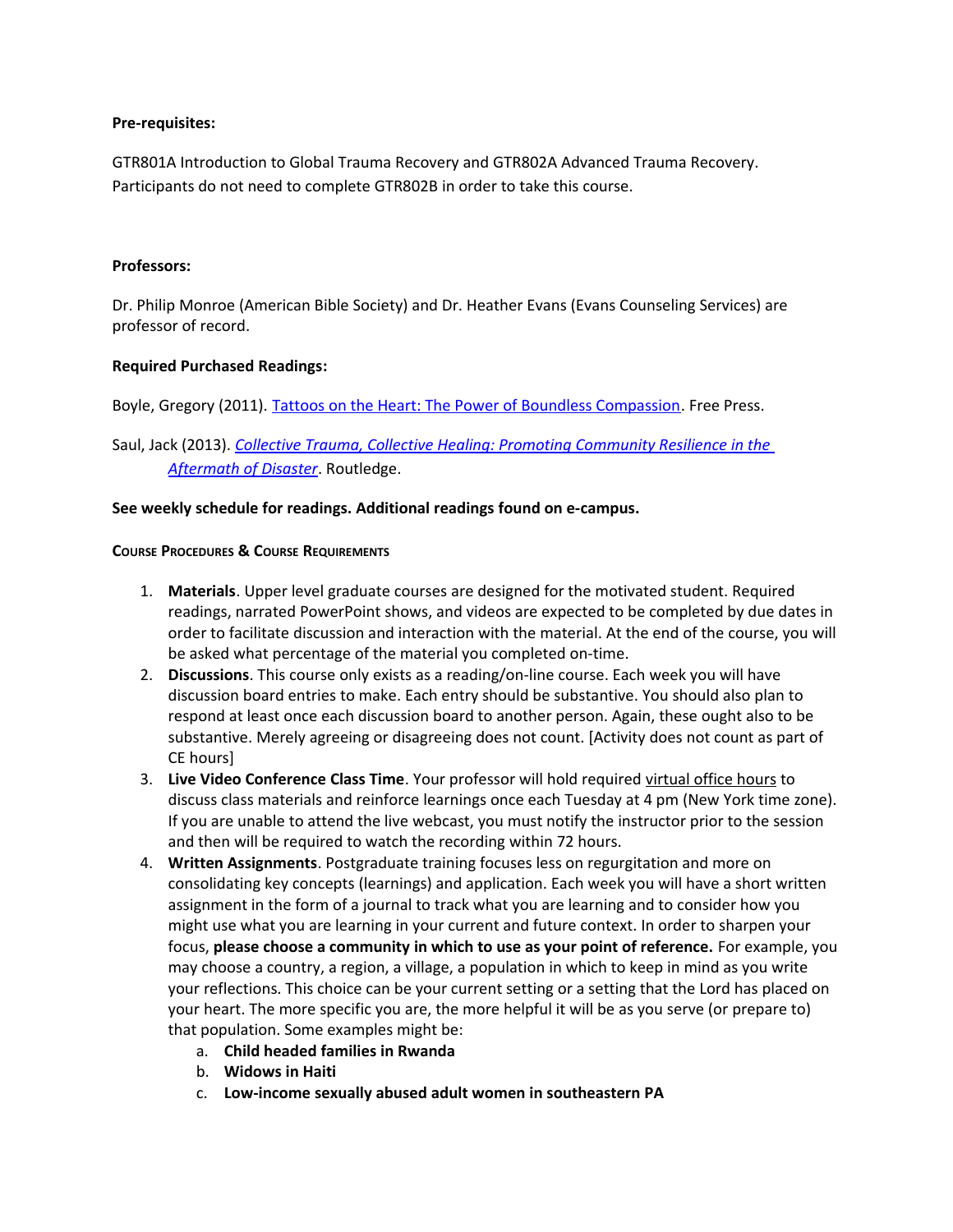**Pre-requisites:**

GTR801A Introduction to Global Trauma Recovery and GTR802A Advanced Trauma Recovery. Participants do not need to complete GTR802B in order to take this course.

**Professors:**

Dr. Philip Monroe (American Bible Society) and Dr. Heather Evans (Evans Counseling Services) are professor of record.

**Required Purchased Readings:**

Boyle, Gregory (2011). Tattoos on the Heart: The Power of Boundless Compassion. Free Press.

Saul, Jack (2013). *Collective Trauma, Collective Healing: Promoting Community Resilience in the Aftermath of Disaster*. Routledge.

**See weekly schedule for readings. Additional readings found on e-campus.**

**Course Procedures & Course Requirements**

1. **Materials**. Upper level graduate courses are designed for the motivated student. Required readings, narrated PowerPoint shows, and videos are expected to be completed by due dates in order to facilitate discussion and interaction with the material. At the end of the course, you will be asked what percentage of the material you completed on-time.
2. **Discussions**. This course only exists as a reading/on-line course. Each week you will have discussion board entries to make. Each entry should be substantive. You should also plan to respond at least once each discussion board to another person. Again, these ought also to be substantive. Merely agreeing or disagreeing does not count. [Activity does not count as part of CE hours]
3. **Live Video Conference Class Time**. Your professor will hold required virtual office hours to discuss class materials and reinforce learnings once each Tuesday at 4 pm (New York time zone). If you are unable to attend the live webcast, you must notify the instructor prior to the session and then will be required to watch the recording within 72 hours.
4. **Written Assignments**. Postgraduate training focuses less on regurgitation and more on consolidating key concepts (learnings) and application. Each week you will have a short written assignment in the form of a journal to track what you are learning and to consider how you might use what you are learning in your current and future context. In order to sharpen your focus, **please choose a community in which to use as your point of reference.** For example, you may choose a country, a region, a village, a population in which to keep in mind as you write your reflections. This choice can be your current setting or a setting that the Lord has placed on your heart. The more specific you are, the more helpful it will be as you serve (or prepare to) that population. Some examples might be:
   a. **Child headed families in Rwanda**
   b. **Widows in Haiti**
   c. **Low-income sexually abused adult women in southeastern PA**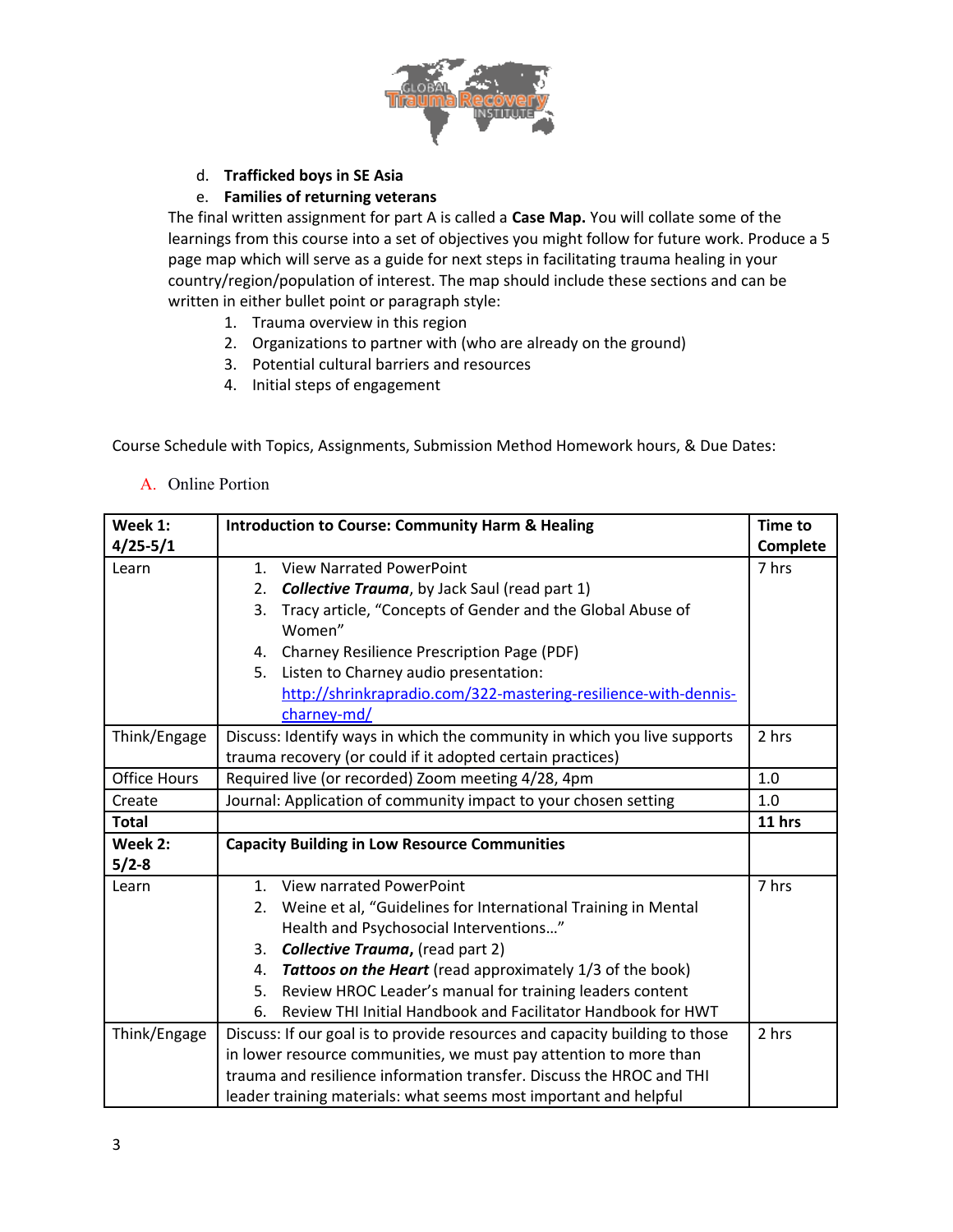d. **Trafficked boys in SE Asia**
e. **Families of returning veterans**

The final written assignment for part A is called a **Case Map.** You will collate some of the learnings from this course into a set of objectives you might follow for future work. Produce a 5 page map which will serve as a guide for next steps in facilitating trauma healing in your country/region/population of interest. The map should include these sections and can be written in either bullet point or paragraph style:

1. Trauma overview in this region
2. Organizations to partner with (who are already on the ground)
3. Potential cultural barriers and resources
4. Initial steps of engagement

Course Schedule with Topics, Assignments, Submission Method Homework hours, & Due Dates:

A. Online Portion

| **Week 1: 4/25-5/1** | **Introduction to Course: Community Harm & Healing** | **Time to Complete** |
|---|---|---|
| Learn | 1. View Narrated PowerPoint<br>2. ***Collective Trauma***, by Jack Saul (read part 1)<br>3. Tracy article, "Concepts of Gender and the Global Abuse of Women"<br>4. Charney Resilience Prescription Page (PDF)<br>5. Listen to Charney audio presentation: [http://shrinkrapradio.com/322-mastering-resilience-with-dennis-charney-md/](http://shrinkrapradio.com/322-mastering-resilience-with-dennis-charney-md/) | 7 hrs |
| Think/Engage | Discuss: Identify ways in which the community in which you live supports trauma recovery (or could if it adopted certain practices) | 2 hrs |
| Office Hours | Required live (or recorded) Zoom meeting 4/28, 4pm | 1.0 |
| Create | Journal: Application of community impact to your chosen setting | 1.0 |
| **Total** | | **11 hrs** |
| **Week 2: 5/2-8** | **Capacity Building in Low Resource Communities** | |
| Learn | 1. View narrated PowerPoint<br>2. Weine et al, "Guidelines for International Training in Mental Health and Psychosocial Interventions…"<br>3. ***Collective Trauma*,** (read part 2)<br>4. ***Tattoos on the Heart*** (read approximately 1/3 of the book)<br>5. Review HROC Leader's manual for training leaders content<br>6. Review THI Initial Handbook and Facilitator Handbook for HWT | 7 hrs |
| Think/Engage | Discuss: If our goal is to provide resources and capacity building to those in lower resource communities, we must pay attention to more than trauma and resilience information transfer. Discuss the HROC and THI leader training materials: what seems most important and helpful | 2 hrs |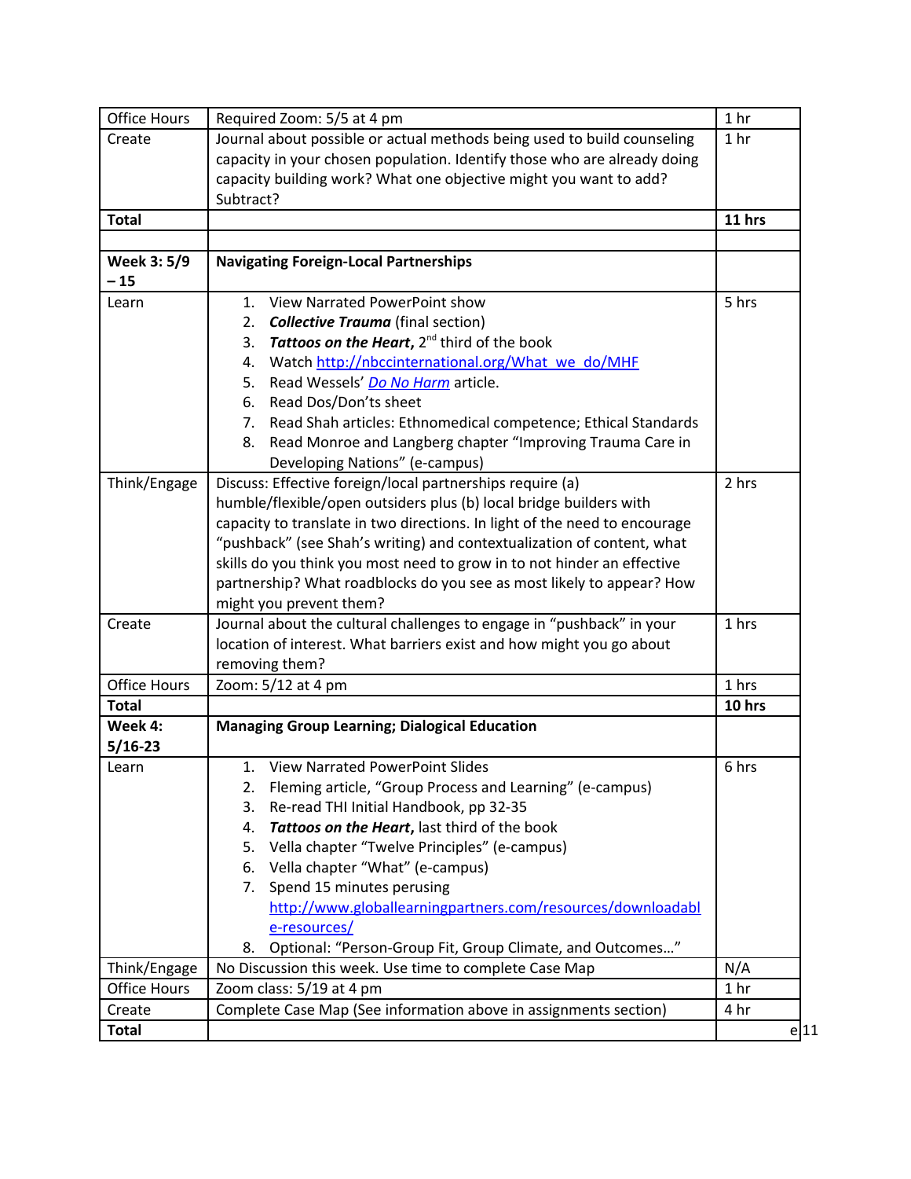| Office Hours | Required Zoom: 5/5 at 4 pm | 1 hr |
|---|---|---|
| Create | Journal about possible or actual methods being used to build counseling capacity in your chosen population. Identify those who are already doing capacity building work? What one objective might you want to add? Subtract? | 1 hr |
| **Total** | | **11 hrs** |
| | | |
| **Week 3: 5/9 – 15** | **Navigating Foreign-Local Partnerships** | |
| Learn | 1. View Narrated PowerPoint show<br>2. ***Collective Trauma*** (final section)<br>3. ***Tattoos on the Heart***, 2nd third of the book<br>4. Watch http://nbccinternational.org/What_we_do/MHF<br>5. Read Wessels' *Do No Harm* article.<br>6. Read Dos/Don'ts sheet<br>7. Read Shah articles: Ethnomedical competence; Ethical Standards<br>8. Read Monroe and Langberg chapter "Improving Trauma Care in Developing Nations" (e-campus) | 5 hrs |
| Think/Engage | Discuss: Effective foreign/local partnerships require (a) humble/flexible/open outsiders plus (b) local bridge builders with capacity to translate in two directions. In light of the need to encourage "pushback" (see Shah's writing) and contextualization of content, what skills do you think you most need to grow in to not hinder an effective partnership? What roadblocks do you see as most likely to appear? How might you prevent them? | 2 hrs |
| Create | Journal about the cultural challenges to engage in "pushback" in your location of interest. What barriers exist and how might you go about removing them? | 1 hrs |
| Office Hours | Zoom: 5/12 at 4 pm | 1 hrs |
| **Total** | | **10 hrs** |
| **Week 4: 5/16-23** | **Managing Group Learning; Dialogical Education** | |
| Learn | 1. View Narrated PowerPoint Slides<br>2. Fleming article, "Group Process and Learning" (e-campus)<br>3. Re-read THI Initial Handbook, pp 32-35<br>4. ***Tattoos on the Heart***, last third of the book<br>5. Vella chapter "Twelve Principles" (e-campus)<br>6. Vella chapter "What" (e-campus)<br>7. Spend 15 minutes perusing http://www.globallearningpartners.com/resources/downloadable-resources/<br>8. Optional: "Person-Group Fit, Group Climate, and Outcomes…" | 6 hrs |
| Think/Engage | No Discussion this week. Use time to complete Case Map | N/A |
| Office Hours | Zoom class: 5/19 at 4 pm | 1 hr |
| Create | Complete Case Map (See information above in assignments section) | 4 hr |
| **Total** | | e 11 |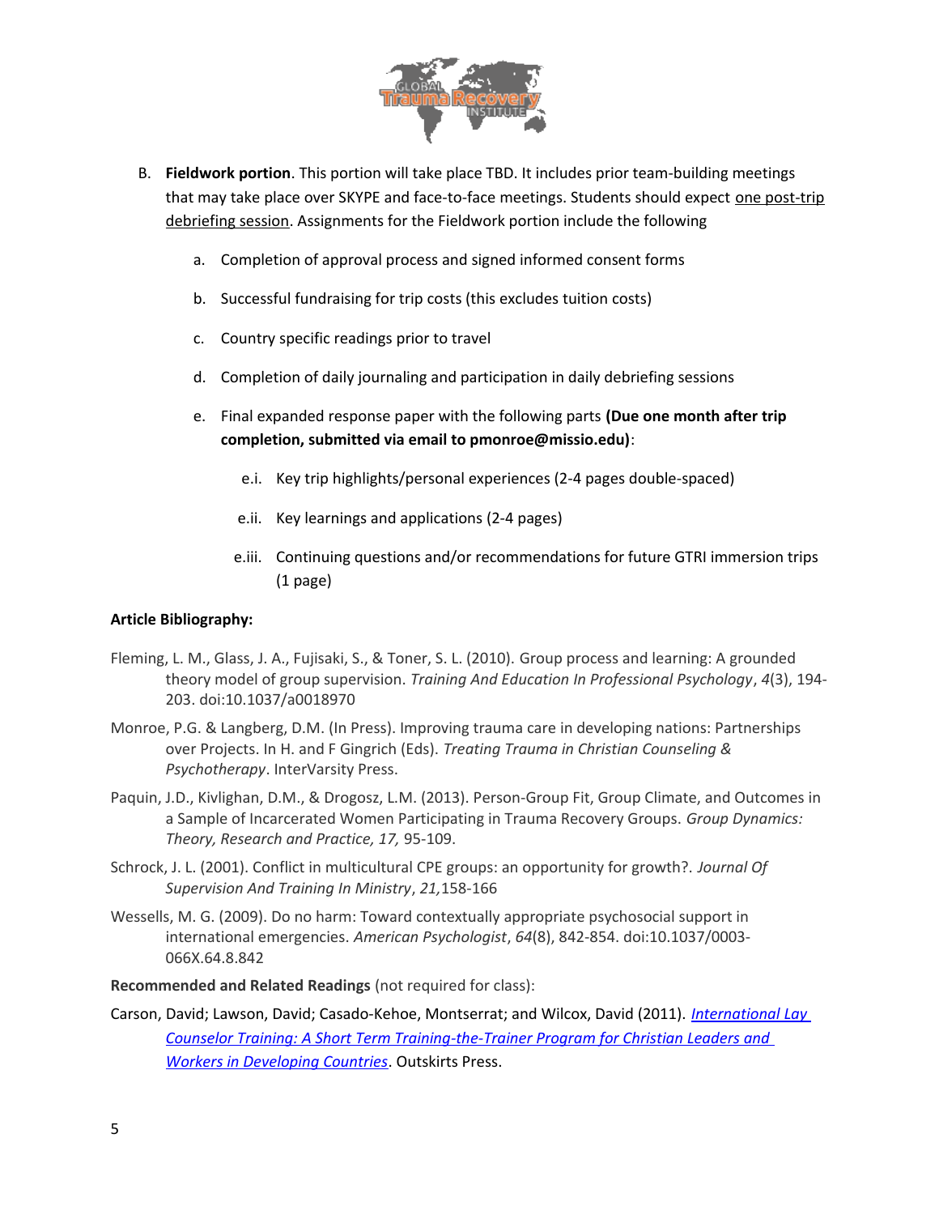B. **Fieldwork portion**. This portion will take place TBD. It includes prior team-building meetings that may take place over SKYPE and face-to-face meetings. Students should expect one post-trip debriefing session. Assignments for the Fieldwork portion include the following

   a. Completion of approval process and signed informed consent forms

   b. Successful fundraising for trip costs (this excludes tuition costs)

   c. Country specific readings prior to travel

   d. Completion of daily journaling and participation in daily debriefing sessions

   e. Final expanded response paper with the following parts **(Due one month after trip completion, submitted via email to pmonroe@missio.edu)**:

      e.i. Key trip highlights/personal experiences (2-4 pages double-spaced)

      e.ii. Key learnings and applications (2-4 pages)

      e.iii. Continuing questions and/or recommendations for future GTRI immersion trips (1 page)

**Article Bibliography:**

Fleming, L. M., Glass, J. A., Fujisaki, S., & Toner, S. L. (2010). Group process and learning: A grounded theory model of group supervision. *Training And Education In Professional Psychology*, *4*(3), 194-203. doi:10.1037/a0018970

Monroe, P.G. & Langberg, D.M. (In Press). Improving trauma care in developing nations: Partnerships over Projects. In H. and F Gingrich (Eds). *Treating Trauma in Christian Counseling & Psychotherapy*. InterVarsity Press.

Paquin, J.D., Kivlighan, D.M., & Drogosz, L.M. (2013). Person-Group Fit, Group Climate, and Outcomes in a Sample of Incarcerated Women Participating in Trauma Recovery Groups. *Group Dynamics: Theory, Research and Practice, 17,* 95-109.

Schrock, J. L. (2001). Conflict in multicultural CPE groups: an opportunity for growth?. *Journal Of Supervision And Training In Ministry*, *21,*158-166

Wessells, M. G. (2009). Do no harm: Toward contextually appropriate psychosocial support in international emergencies. *American Psychologist*, *64*(8), 842-854. doi:10.1037/0003-066X.64.8.842

**Recommended and Related Readings** (not required for class):

Carson, David; Lawson, David; Casado-Kehoe, Montserrat; and Wilcox, David (2011). *International Lay Counselor Training: A Short Term Training-the-Trainer Program for Christian Leaders and Workers in Developing Countries*. Outskirts Press.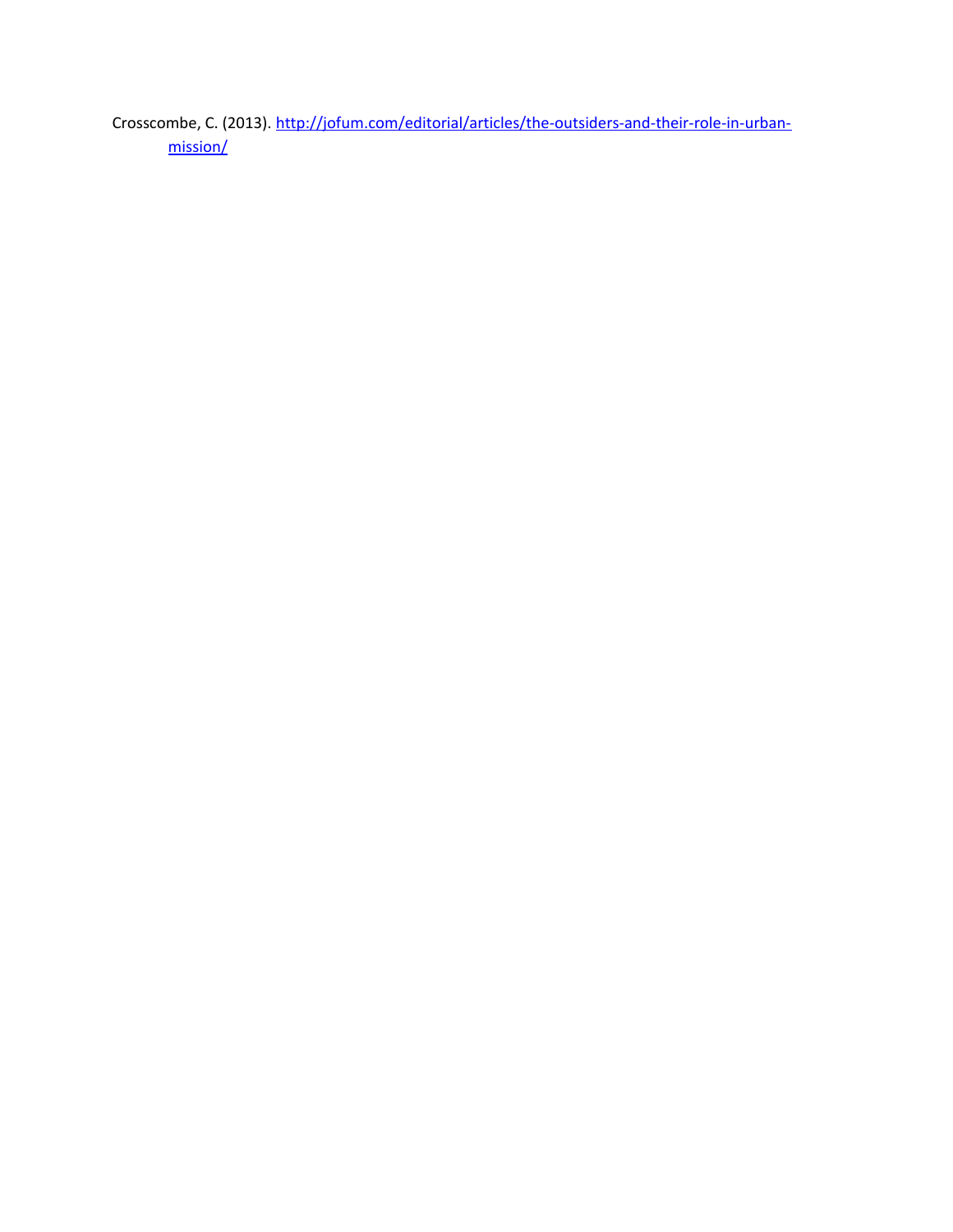Crosscombe, C. (2013). http://jofum.com/editorial/articles/the-outsiders-and-their-role-in-urban-mission/